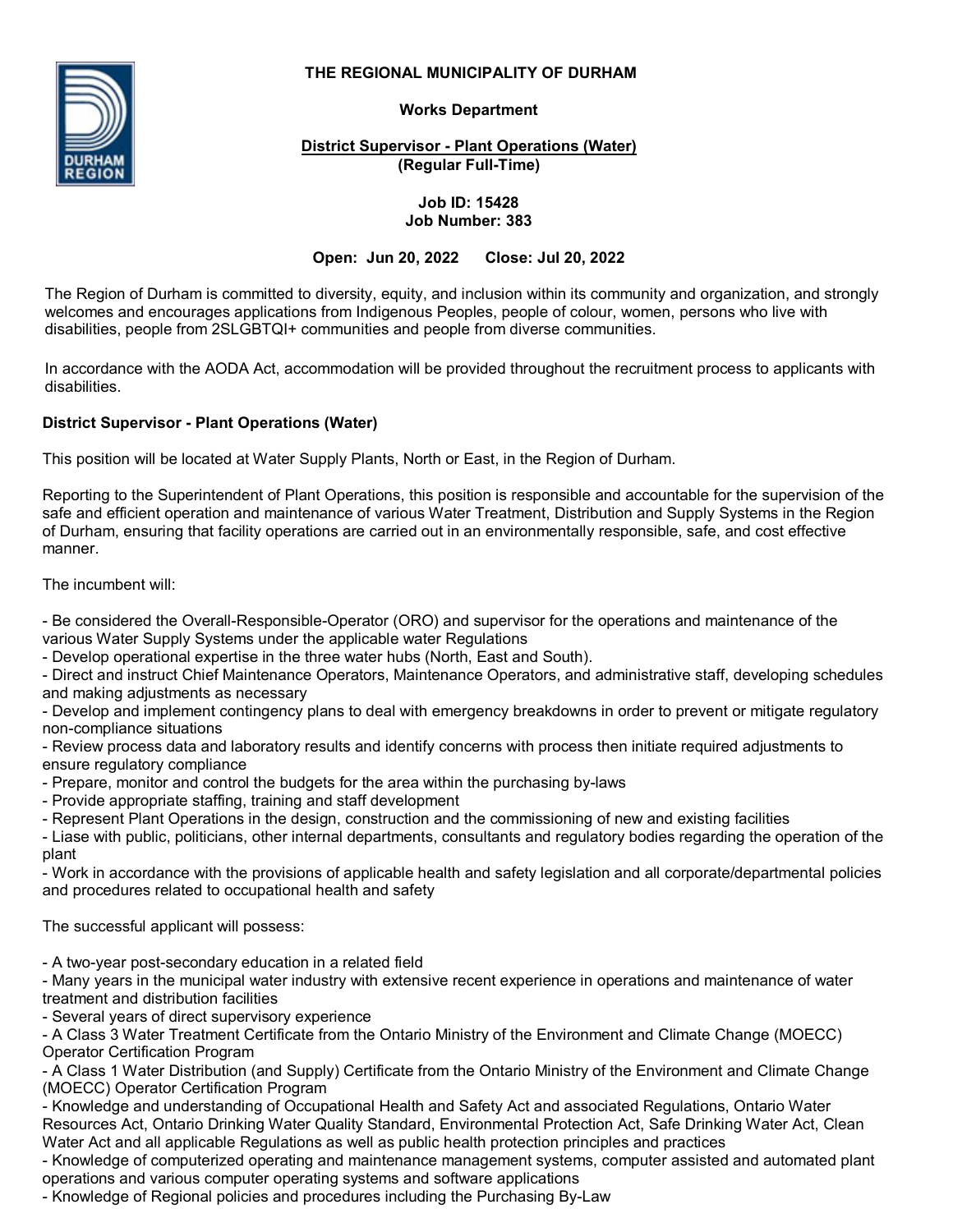# THE REGIONAL MUNICIPALITY OF DURHAM

## Works Department

### District Supervisor - Plant Operations (Water)

**(Regular Full-Time)**

**Job ID: 15428**
**Job Number: 383**

**Open: Jun 20, 2022 Close: Jul 20, 2022**

The Region of Durham is committed to diversity, equity, and inclusion within its community and organization, and strongly welcomes and encourages applications from Indigenous Peoples, people of colour, women, persons who live with disabilities, people from 2SLGBTQI+ communities and people from diverse communities.

In accordance with the AODA Act, accommodation will be provided throughout the recruitment process to applicants with disabilities.

**District Supervisor - Plant Operations (Water)**

This position will be located at Water Supply Plants, North or East, in the Region of Durham.

Reporting to the Superintendent of Plant Operations, this position is responsible and accountable for the supervision of the safe and efficient operation and maintenance of various Water Treatment, Distribution and Supply Systems in the Region of Durham, ensuring that facility operations are carried out in an environmentally responsible, safe, and cost effective manner.

The incumbent will:

- Be considered the Overall-Responsible-Operator (ORO) and supervisor for the operations and maintenance of the various Water Supply Systems under the applicable water Regulations
- Develop operational expertise in the three water hubs (North, East and South).
- Direct and instruct Chief Maintenance Operators, Maintenance Operators, and administrative staff, developing schedules and making adjustments as necessary
- Develop and implement contingency plans to deal with emergency breakdowns in order to prevent or mitigate regulatory non-compliance situations
- Review process data and laboratory results and identify concerns with process then initiate required adjustments to ensure regulatory compliance
- Prepare, monitor and control the budgets for the area within the purchasing by-laws
- Provide appropriate staffing, training and staff development
- Represent Plant Operations in the design, construction and the commissioning of new and existing facilities
- Liase with public, politicians, other internal departments, consultants and regulatory bodies regarding the operation of the plant
- Work in accordance with the provisions of applicable health and safety legislation and all corporate/departmental policies and procedures related to occupational health and safety

The successful applicant will possess:

- A two-year post-secondary education in a related field
- Many years in the municipal water industry with extensive recent experience in operations and maintenance of water treatment and distribution facilities
- Several years of direct supervisory experience
- A Class 3 Water Treatment Certificate from the Ontario Ministry of the Environment and Climate Change (MOECC) Operator Certification Program
- A Class 1 Water Distribution (and Supply) Certificate from the Ontario Ministry of the Environment and Climate Change (MOECC) Operator Certification Program
- Knowledge and understanding of Occupational Health and Safety Act and associated Regulations, Ontario Water Resources Act, Ontario Drinking Water Quality Standard, Environmental Protection Act, Safe Drinking Water Act, Clean Water Act and all applicable Regulations as well as public health protection principles and practices
- Knowledge of computerized operating and maintenance management systems, computer assisted and automated plant operations and various computer operating systems and software applications
- Knowledge of Regional policies and procedures including the Purchasing By-Law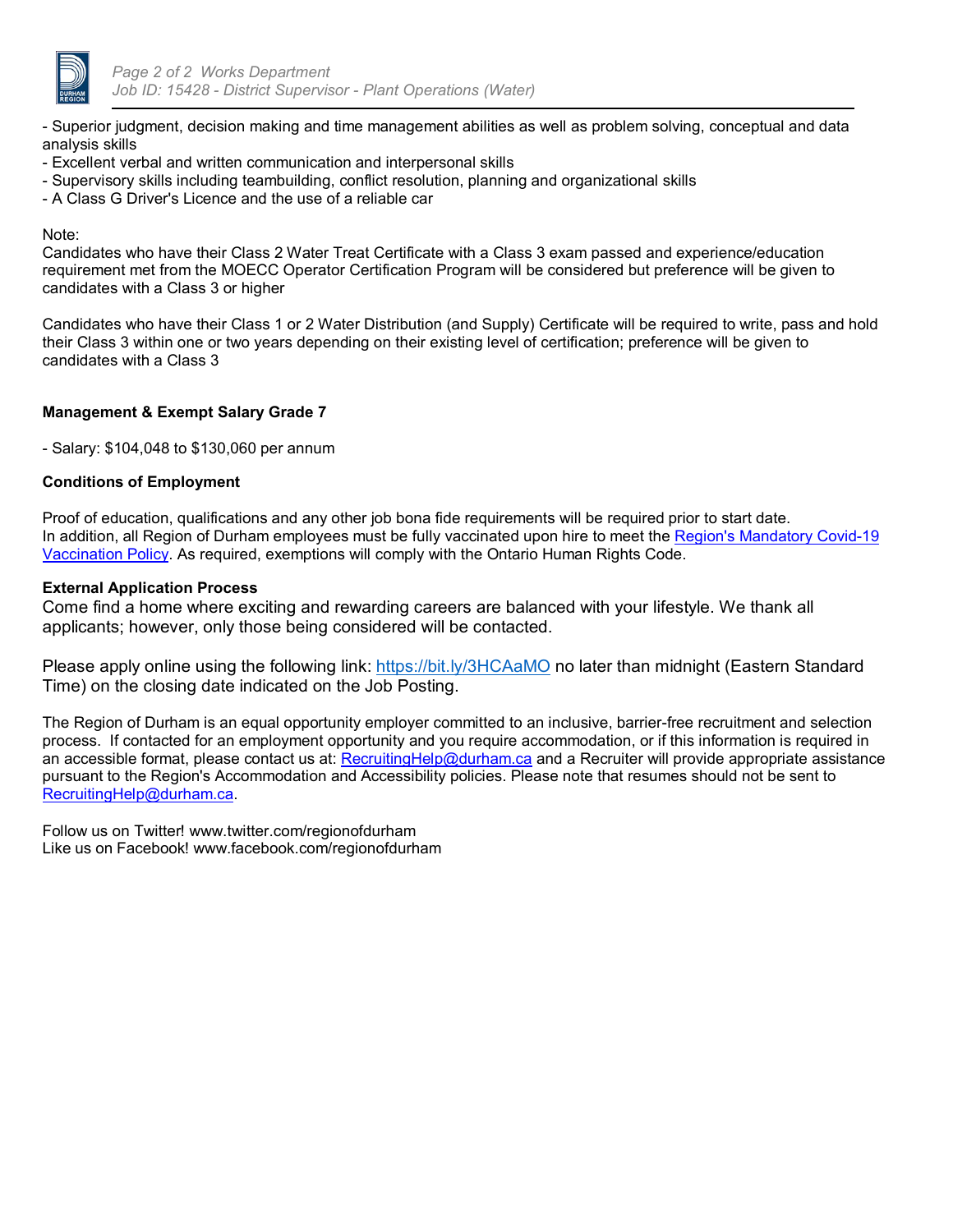- Superior judgment, decision making and time management abilities as well as problem solving, conceptual and data analysis skills
- Excellent verbal and written communication and interpersonal skills
- Supervisory skills including teambuilding, conflict resolution, planning and organizational skills
- A Class G Driver's Licence and the use of a reliable car

Note:
Candidates who have their Class 2 Water Treat Certificate with a Class 3 exam passed and experience/education requirement met from the MOECC Operator Certification Program will be considered but preference will be given to candidates with a Class 3 or higher

Candidates who have their Class 1 or 2 Water Distribution (and Supply) Certificate will be required to write, pass and hold their Class 3 within one or two years depending on their existing level of certification; preference will be given to candidates with a Class 3

**Management & Exempt Salary Grade 7**

- Salary: $104,048 to $130,060 per annum

**Conditions of Employment**

Proof of education, qualifications and any other job bona fide requirements will be required prior to start date.
In addition, all Region of Durham employees must be fully vaccinated upon hire to meet the Region's Mandatory Covid-19 Vaccination Policy. As required, exemptions will comply with the Ontario Human Rights Code.

**External Application Process**

Come find a home where exciting and rewarding careers are balanced with your lifestyle. We thank all applicants; however, only those being considered will be contacted.

Please apply online using the following link: https://bit.ly/3HCAaMO no later than midnight (Eastern Standard Time) on the closing date indicated on the Job Posting.

The Region of Durham is an equal opportunity employer committed to an inclusive, barrier-free recruitment and selection process. If contacted for an employment opportunity and you require accommodation, or if this information is required in an accessible format, please contact us at: RecruitingHelp@durham.ca and a Recruiter will provide appropriate assistance pursuant to the Region's Accommodation and Accessibility policies. Please note that resumes should not be sent to RecruitingHelp@durham.ca.

Follow us on Twitter! www.twitter.com/regionofdurham
Like us on Facebook! www.facebook.com/regionofdurham